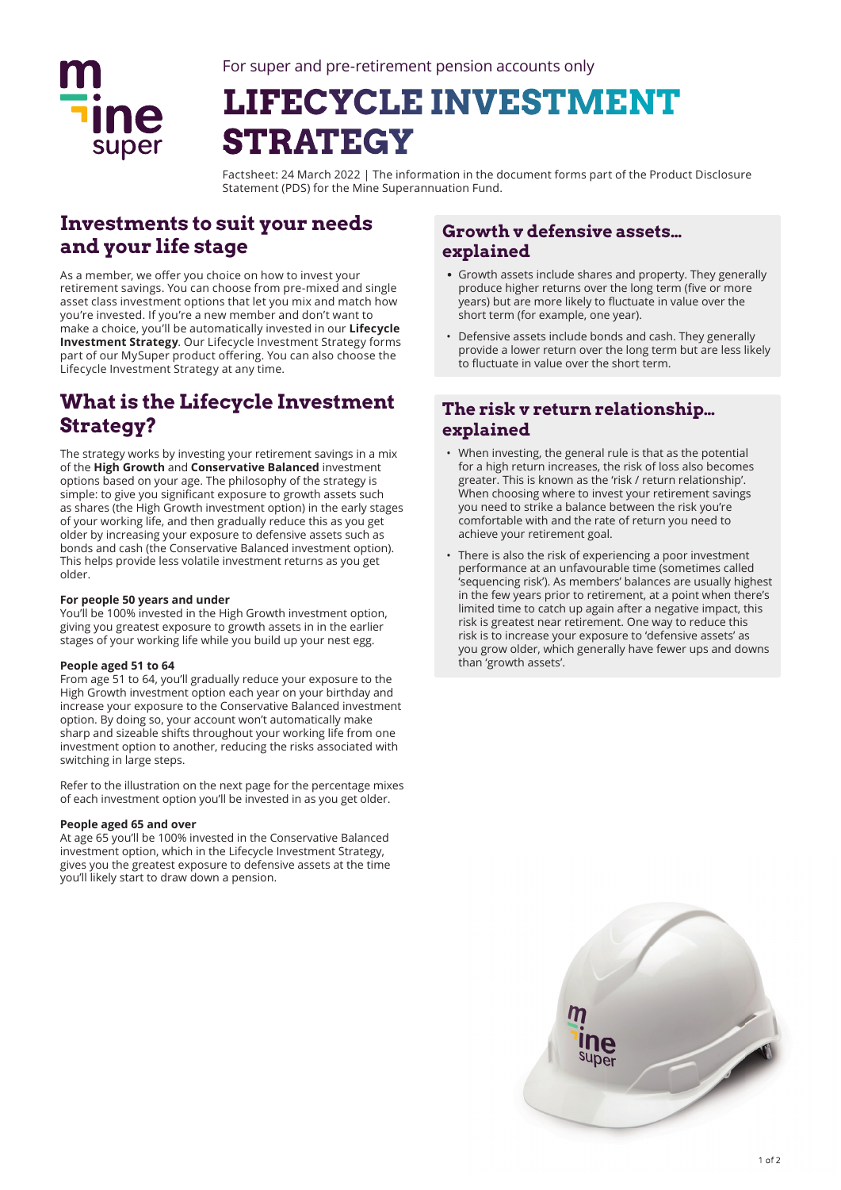For super and pre-retirement pension accounts only

# LIFECYCLE INVESTMENT STRATEGY

Factsheet: 24 March 2022 | The information in the document forms part of the Product Disclosure Statement (PDS) for the Mine Superannuation Fund.

## Investments to suit your needs and your life stage

As a member, we offer you choice on how to invest your retirement savings. You can choose from pre-mixed and single asset class investment options that let you mix and match how you're invested. If you're a new member and don't want to make a choice, you'll be automatically invested in our **Lifecycle Investment Strategy**. Our Lifecycle Investment Strategy forms part of our MySuper product offering. You can also choose the Lifecycle Investment Strategy at any time.

## What is the Lifecycle Investment Strategy?

The strategy works by investing your retirement savings in a mix of the **High Growth** and **Conservative Balanced** investment options based on your age. The philosophy of the strategy is simple: to give you significant exposure to growth assets such as shares (the High Growth investment option) in the early stages of your working life, and then gradually reduce this as you get older by increasing your exposure to defensive assets such as bonds and cash (the Conservative Balanced investment option). This helps provide less volatile investment returns as you get older.

**For people 50 years and under**
You'll be 100% invested in the High Growth investment option, giving you greatest exposure to growth assets in in the earlier stages of your working life while you build up your nest egg.

**People aged 51 to 64**
From age 51 to 64, you'll gradually reduce your exposure to the High Growth investment option each year on your birthday and increase your exposure to the Conservative Balanced investment option. By doing so, your account won't automatically make sharp and sizeable shifts throughout your working life from one investment option to another, reducing the risks associated with switching in large steps.

Refer to the illustration on the next page for the percentage mixes of each investment option you'll be invested in as you get older.

**People aged 65 and over**
At age 65 you'll be 100% invested in the Conservative Balanced investment option, which in the Lifecycle Investment Strategy, gives you the greatest exposure to defensive assets at the time you'll likely start to draw down a pension.

## Growth v defensive assets… explained

- Growth assets include shares and property. They generally produce higher returns over the long term (five or more years) but are more likely to fluctuate in value over the short term (for example, one year).
- Defensive assets include bonds and cash. They generally provide a lower return over the long term but are less likely to fluctuate in value over the short term.

## The risk v return relationship… explained

- When investing, the general rule is that as the potential for a high return increases, the risk of loss also becomes greater. This is known as the 'risk / return relationship'. When choosing where to invest your retirement savings you need to strike a balance between the risk you're comfortable with and the rate of return you need to achieve your retirement goal.
- There is also the risk of experiencing a poor investment performance at an unfavourable time (sometimes called 'sequencing risk'). As members' balances are usually highest in the few years prior to retirement, at a point when there's limited time to catch up again after a negative impact, this risk is greatest near retirement. One way to reduce this risk is to increase your exposure to 'defensive assets' as you grow older, which generally have fewer ups and downs than 'growth assets'.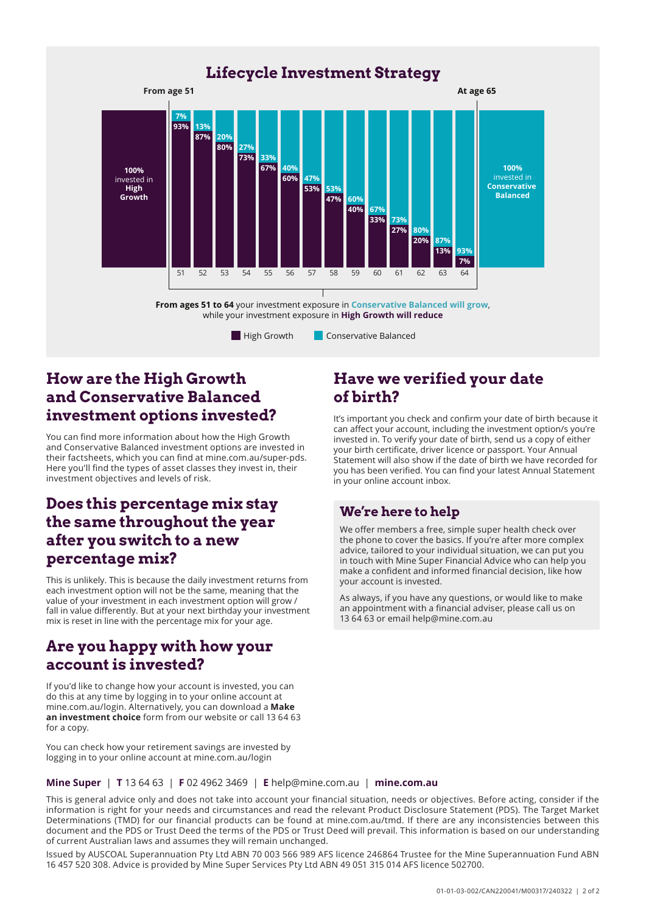## Lifecycle Investment Strategy

From age 51

At age 65

100% invested in High Growth

7% 93%

13% 87%

20% 80%

27% 73%

33% 67%

40% 60%

47% 53%

53% 47%

60% 40%

67% 33%

73% 27%

80% 20%

87% 13%

93% 7%

100% invested in Conservative Balanced

51 52 53 54 55 56 57 58 59 60 61 62 63 64

**From ages 51 to 64** your investment exposure in **Conservative Balanced will grow**, while your investment exposure in **High Growth will reduce**

High Growth   Conservative Balanced

## How are the High Growth and Conservative Balanced investment options invested?

You can find more information about how the High Growth and Conservative Balanced investment options are invested in their factsheets, which you can find at mine.com.au/super-pds. Here you'll find the types of asset classes they invest in, their investment objectives and levels of risk.

## Does this percentage mix stay the same throughout the year after you switch to a new percentage mix?

This is unlikely. This is because the daily investment returns from each investment option will not be the same, meaning that the value of your investment in each investment option will grow / fall in value differently. But at your next birthday your investment mix is reset in line with the percentage mix for your age.

## Are you happy with how your account is invested?

If you'd like to change how your account is invested, you can do this at any time by logging in to your online account at mine.com.au/login. Alternatively, you can download a **Make an investment choice** form from our website or call 13 64 63 for a copy.

You can check how your retirement savings are invested by logging in to your online account at mine.com.au/login

## Have we verified your date of birth?

It's important you check and confirm your date of birth because it can affect your account, including the investment option/s you're invested in. To verify your date of birth, send us a copy of either your birth certificate, driver licence or passport. Your Annual Statement will also show if the date of birth we have recorded for you has been verified. You can find your latest Annual Statement in your online account inbox.

### We're here to help

We offer members a free, simple super health check over the phone to cover the basics. If you're after more complex advice, tailored to your individual situation, we can put you in touch with Mine Super Financial Advice who can help you make a confident and informed financial decision, like how your account is invested.

As always, if you have any questions, or would like to make an appointment with a financial adviser, please call us on 13 64 63 or email help@mine.com.au

**Mine Super** | **T** 13 64 63 | **F** 02 4962 3469 | **E** help@mine.com.au | **mine.com.au**

This is general advice only and does not take into account your financial situation, needs or objectives. Before acting, consider if the information is right for your needs and circumstances and read the relevant Product Disclosure Statement (PDS). The Target Market Determinations (TMD) for our financial products can be found at mine.com.au/tmd. If there are any inconsistencies between this document and the PDS or Trust Deed the terms of the PDS or Trust Deed will prevail. This information is based on our understanding of current Australian laws and assumes they will remain unchanged.

Issued by AUSCOAL Superannuation Pty Ltd ABN 70 003 566 989 AFS licence 246864 Trustee for the Mine Superannuation Fund ABN 16 457 520 308. Advice is provided by Mine Super Services Pty Ltd ABN 49 051 315 014 AFS licence 502700.

01-01-03-002/CAN220041/M00317/240322